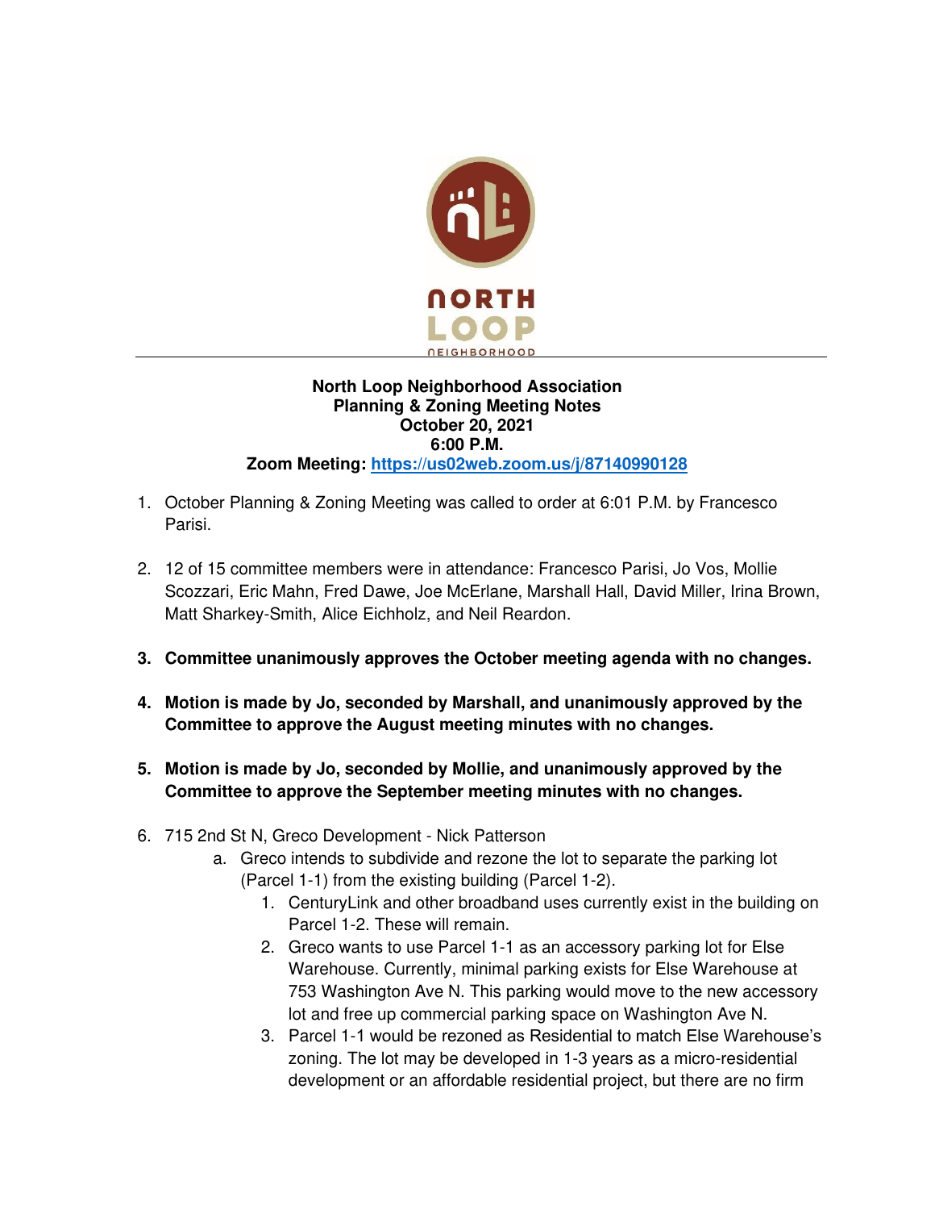**North Loop Neighborhood Association**
**Planning & Zoning Meeting Notes**
**October 20, 2021**
**6:00 P.M.**
**Zoom Meeting: https://us02web.zoom.us/j/87140990128**

1. October Planning & Zoning Meeting was called to order at 6:01 P.M. by Francesco Parisi.

2. 12 of 15 committee members were in attendance: Francesco Parisi, Jo Vos, Mollie Scozzari, Eric Mahn, Fred Dawe, Joe McErlane, Marshall Hall, David Miller, Irina Brown, Matt Sharkey-Smith, Alice Eichholz, and Neil Reardon.

3. **Committee unanimously approves the October meeting agenda with no changes.**

4. **Motion is made by Jo, seconded by Marshall, and unanimously approved by the Committee to approve the August meeting minutes with no changes.**

5. **Motion is made by Jo, seconded by Mollie, and unanimously approved by the Committee to approve the September meeting minutes with no changes.**

6. 715 2nd St N, Greco Development - Nick Patterson
    a. Greco intends to subdivide and rezone the lot to separate the parking lot (Parcel 1-1) from the existing building (Parcel 1-2).
        1. CenturyLink and other broadband uses currently exist in the building on Parcel 1-2. These will remain.
        2. Greco wants to use Parcel 1-1 as an accessory parking lot for Else Warehouse. Currently, minimal parking exists for Else Warehouse at 753 Washington Ave N. This parking would move to the new accessory lot and free up commercial parking space on Washington Ave N.
        3. Parcel 1-1 would be rezoned as Residential to match Else Warehouse's zoning. The lot may be developed in 1-3 years as a micro-residential development or an affordable residential project, but there are no firm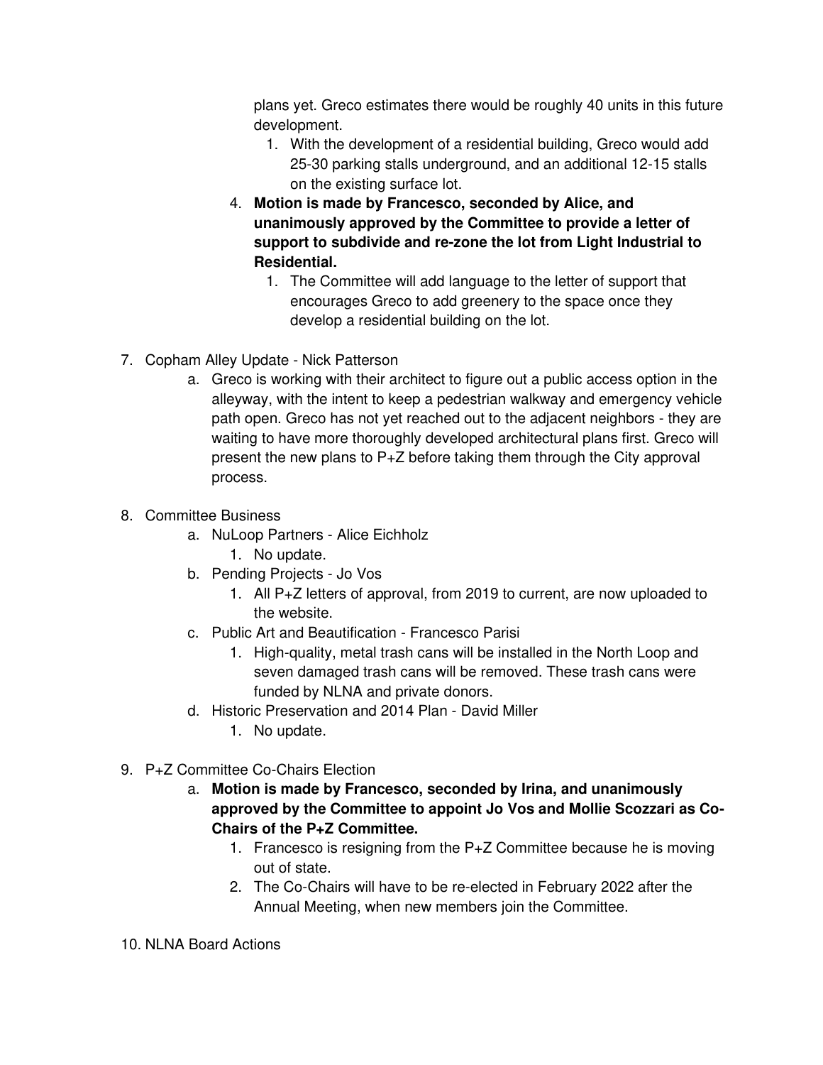plans yet. Greco estimates there would be roughly 40 units in this future development.

    1. With the development of a residential building, Greco would add 25-30 parking stalls underground, and an additional 12-15 stalls on the existing surface lot.

4. **Motion is made by Francesco, seconded by Alice, and unanimously approved by the Committee to provide a letter of support to subdivide and re-zone the lot from Light Industrial to Residential.**
    1. The Committee will add language to the letter of support that encourages Greco to add greenery to the space once they develop a residential building on the lot.

7. Copham Alley Update - Nick Patterson
    a. Greco is working with their architect to figure out a public access option in the alleyway, with the intent to keep a pedestrian walkway and emergency vehicle path open. Greco has not yet reached out to the adjacent neighbors - they are waiting to have more thoroughly developed architectural plans first. Greco will present the new plans to P+Z before taking them through the City approval process.

8. Committee Business
    a. NuLoop Partners - Alice Eichholz
        1. No update.
    b. Pending Projects - Jo Vos
        1. All P+Z letters of approval, from 2019 to current, are now uploaded to the website.
    c. Public Art and Beautification - Francesco Parisi
        1. High-quality, metal trash cans will be installed in the North Loop and seven damaged trash cans will be removed. These trash cans were funded by NLNA and private donors.
    d. Historic Preservation and 2014 Plan - David Miller
        1. No update.

9. P+Z Committee Co-Chairs Election
    a. **Motion is made by Francesco, seconded by Irina, and unanimously approved by the Committee to appoint Jo Vos and Mollie Scozzari as Co-Chairs of the P+Z Committee.**
        1. Francesco is resigning from the P+Z Committee because he is moving out of state.
        2. The Co-Chairs will have to be re-elected in February 2022 after the Annual Meeting, when new members join the Committee.

10. NLNA Board Actions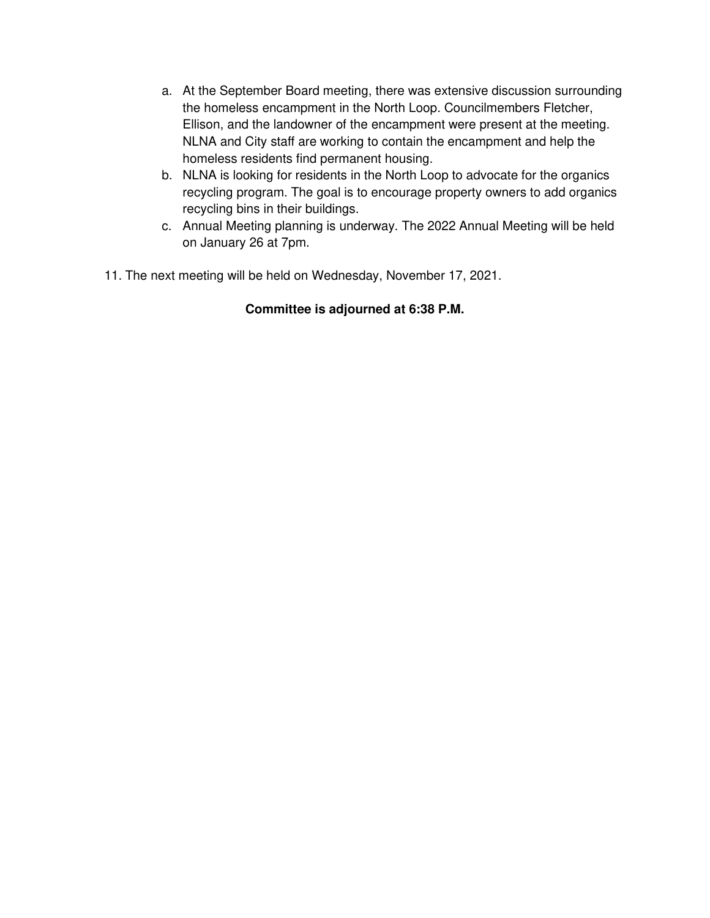a. At the September Board meeting, there was extensive discussion surrounding the homeless encampment in the North Loop. Councilmembers Fletcher, Ellison, and the landowner of the encampment were present at the meeting. NLNA and City staff are working to contain the encampment and help the homeless residents find permanent housing.
b. NLNA is looking for residents in the North Loop to advocate for the organics recycling program. The goal is to encourage property owners to add organics recycling bins in their buildings.
c. Annual Meeting planning is underway. The 2022 Annual Meeting will be held on January 26 at 7pm.

11. The next meeting will be held on Wednesday, November 17, 2021.

**Committee is adjourned at 6:38 P.M.**